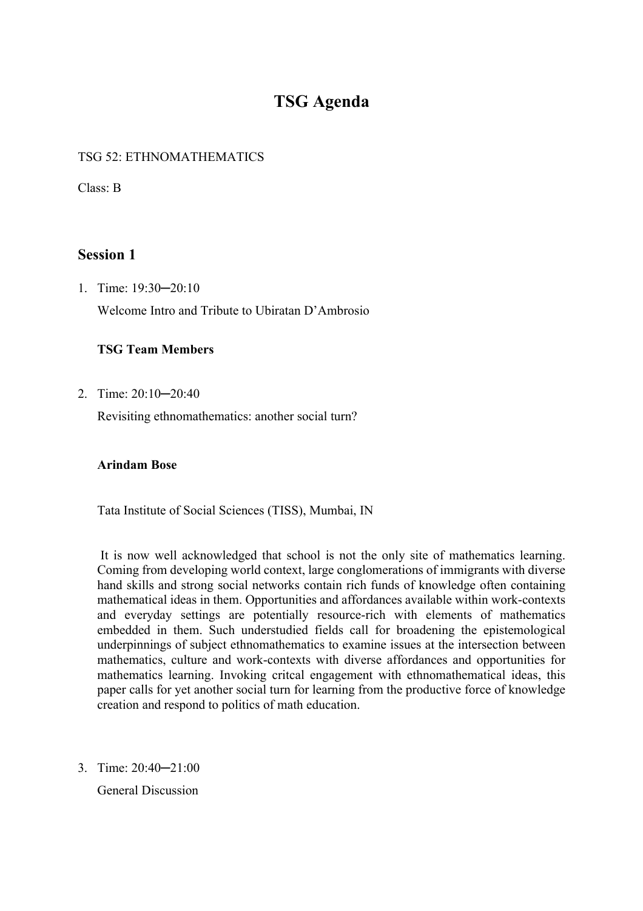# TSG Agenda

TSG 52: ETHNOMATHEMATICS

Class: B

## Session 1

1. Time: 19:30─20:10

   Welcome Intro and Tribute to Ubiratan D'Ambrosio

   **TSG Team Members**

2. Time: 20:10─20:40

   Revisiting ethnomathematics: another social turn?

   **Arindam Bose**

   Tata Institute of Social Sciences (TISS), Mumbai, IN

   It is now well acknowledged that school is not the only site of mathematics learning. Coming from developing world context, large conglomerations of immigrants with diverse hand skills and strong social networks contain rich funds of knowledge often containing mathematical ideas in them. Opportunities and affordances available within work-contexts and everyday settings are potentially resource-rich with elements of mathematics embedded in them. Such understudied fields call for broadening the epistemological underpinnings of subject ethnomathematics to examine issues at the intersection between mathematics, culture and work-contexts with diverse affordances and opportunities for mathematics learning. Invoking critcal engagement with ethnomathematical ideas, this paper calls for yet another social turn for learning from the productive force of knowledge creation and respond to politics of math education.

3. Time: 20:40─21:00

   General Discussion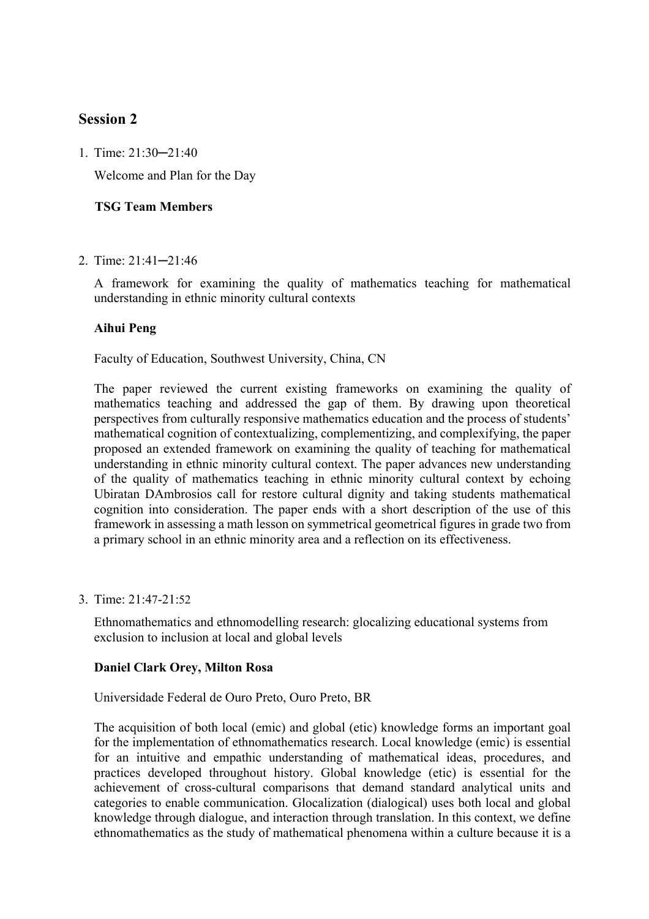## Session 2

1. Time: 21:30–21:40

   Welcome and Plan for the Day

   **TSG Team Members**

2. Time: 21:41–21:46

   A framework for examining the quality of mathematics teaching for mathematical understanding in ethnic minority cultural contexts

   **Aihui Peng**

   Faculty of Education, Southwest University, China, CN

   The paper reviewed the current existing frameworks on examining the quality of mathematics teaching and addressed the gap of them. By drawing upon theoretical perspectives from culturally responsive mathematics education and the process of students' mathematical cognition of contextualizing, complementizing, and complexifying, the paper proposed an extended framework on examining the quality of teaching for mathematical understanding in ethnic minority cultural context. The paper advances new understanding of the quality of mathematics teaching in ethnic minority cultural context by echoing Ubiratan DAmbrosios call for restore cultural dignity and taking students mathematical cognition into consideration. The paper ends with a short description of the use of this framework in assessing a math lesson on symmetrical geometrical figures in grade two from a primary school in an ethnic minority area and a reflection on its effectiveness.

3. Time: 21:47-21:52

   Ethnomathematics and ethnomodelling research: glocalizing educational systems from exclusion to inclusion at local and global levels

   **Daniel Clark Orey, Milton Rosa**

   Universidade Federal de Ouro Preto, Ouro Preto, BR

   The acquisition of both local (emic) and global (etic) knowledge forms an important goal for the implementation of ethnomathematics research. Local knowledge (emic) is essential for an intuitive and empathic understanding of mathematical ideas, procedures, and practices developed throughout history. Global knowledge (etic) is essential for the achievement of cross-cultural comparisons that demand standard analytical units and categories to enable communication. Glocalization (dialogical) uses both local and global knowledge through dialogue, and interaction through translation. In this context, we define ethnomathematics as the study of mathematical phenomena within a culture because it is a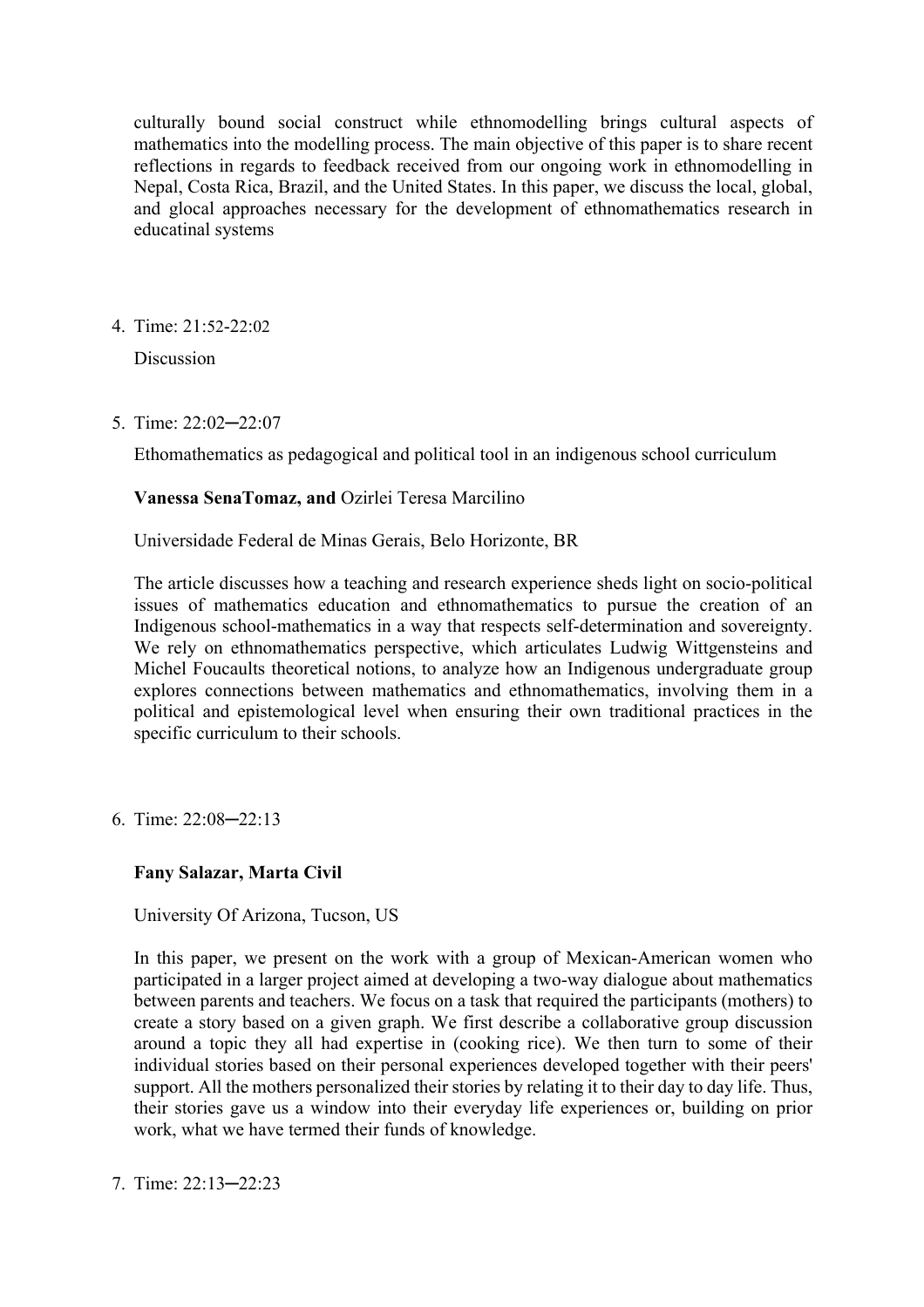culturally bound social construct while ethnomodelling brings cultural aspects of mathematics into the modelling process. The main objective of this paper is to share recent reflections in regards to feedback received from our ongoing work in ethnomodelling in Nepal, Costa Rica, Brazil, and the United States. In this paper, we discuss the local, global, and glocal approaches necessary for the development of ethnomathematics research in educatinal systems

4. Time: 21:52-22:02

   Discussion

5. Time: 22:02─22:07

   Ethomathematics as pedagogical and political tool in an indigenous school curriculum

   **Vanessa SenaTomaz, and** Ozirlei Teresa Marcilino

   Universidade Federal de Minas Gerais, Belo Horizonte, BR

   The article discusses how a teaching and research experience sheds light on socio-political issues of mathematics education and ethnomathematics to pursue the creation of an Indigenous school-mathematics in a way that respects self-determination and sovereignty. We rely on ethnomathematics perspective, which articulates Ludwig Wittgensteins and Michel Foucaults theoretical notions, to analyze how an Indigenous undergraduate group explores connections between mathematics and ethnomathematics, involving them in a political and epistemological level when ensuring their own traditional practices in the specific curriculum to their schools.

6. Time: 22:08─22:13

   **Fany Salazar, Marta Civil**

   University Of Arizona, Tucson, US

   In this paper, we present on the work with a group of Mexican-American women who participated in a larger project aimed at developing a two-way dialogue about mathematics between parents and teachers. We focus on a task that required the participants (mothers) to create a story based on a given graph. We first describe a collaborative group discussion around a topic they all had expertise in (cooking rice). We then turn to some of their individual stories based on their personal experiences developed together with their peers' support. All the mothers personalized their stories by relating it to their day to day life. Thus, their stories gave us a window into their everyday life experiences or, building on prior work, what we have termed their funds of knowledge.

7. Time: 22:13─22:23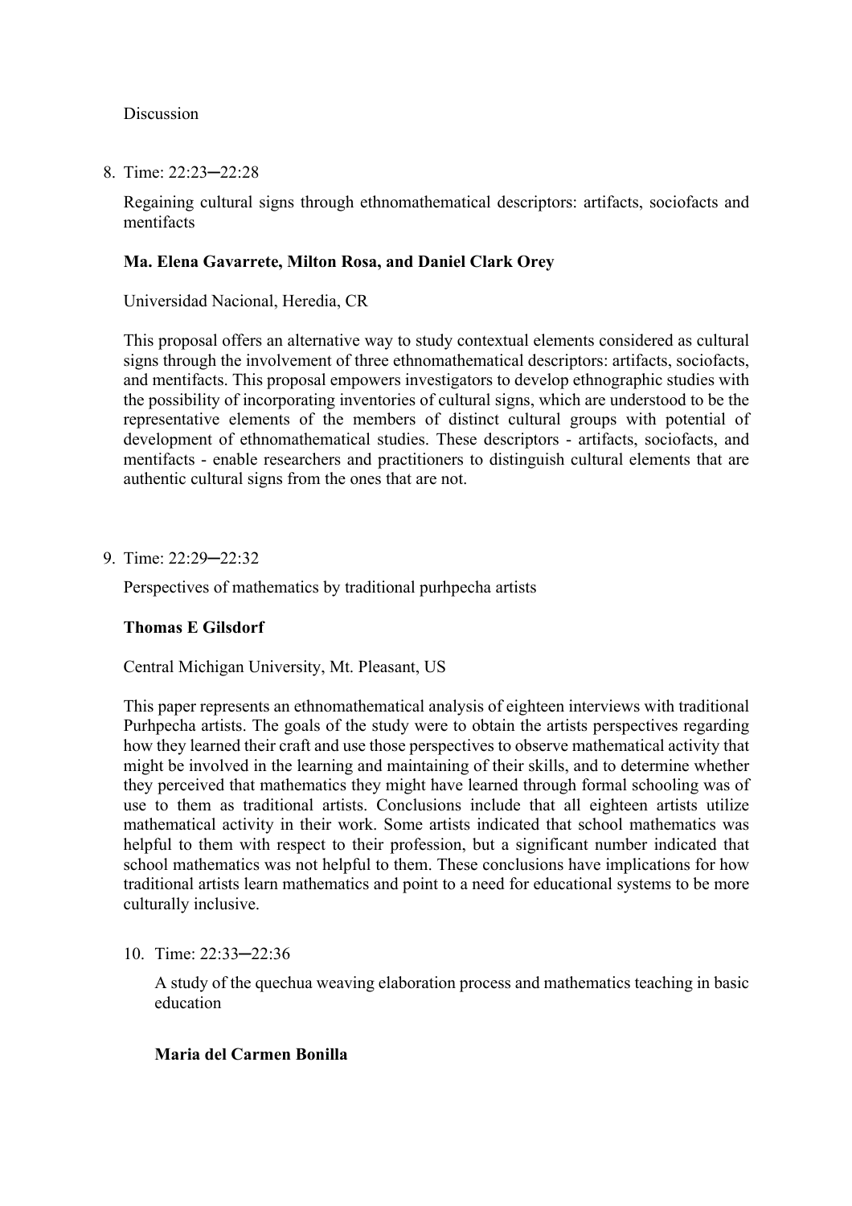Discussion

8. Time: 22:23─22:28

   Regaining cultural signs through ethnomathematical descriptors: artifacts, sociofacts and mentifacts

   **Ma. Elena Gavarrete, Milton Rosa, and Daniel Clark Orey**

   Universidad Nacional, Heredia, CR

   This proposal offers an alternative way to study contextual elements considered as cultural signs through the involvement of three ethnomathematical descriptors: artifacts, sociofacts, and mentifacts. This proposal empowers investigators to develop ethnographic studies with the possibility of incorporating inventories of cultural signs, which are understood to be the representative elements of the members of distinct cultural groups with potential of development of ethnomathematical studies. These descriptors - artifacts, sociofacts, and mentifacts - enable researchers and practitioners to distinguish cultural elements that are authentic cultural signs from the ones that are not.

9. Time: 22:29─22:32

   Perspectives of mathematics by traditional purhpecha artists

   **Thomas E Gilsdorf**

   Central Michigan University, Mt. Pleasant, US

   This paper represents an ethnomathematical analysis of eighteen interviews with traditional Purhpecha artists. The goals of the study were to obtain the artists perspectives regarding how they learned their craft and use those perspectives to observe mathematical activity that might be involved in the learning and maintaining of their skills, and to determine whether they perceived that mathematics they might have learned through formal schooling was of use to them as traditional artists. Conclusions include that all eighteen artists utilize mathematical activity in their work. Some artists indicated that school mathematics was helpful to them with respect to their profession, but a significant number indicated that school mathematics was not helpful to them. These conclusions have implications for how traditional artists learn mathematics and point to a need for educational systems to be more culturally inclusive.

10. Time: 22:33─22:36

    A study of the quechua weaving elaboration process and mathematics teaching in basic education

    **Maria del Carmen Bonilla**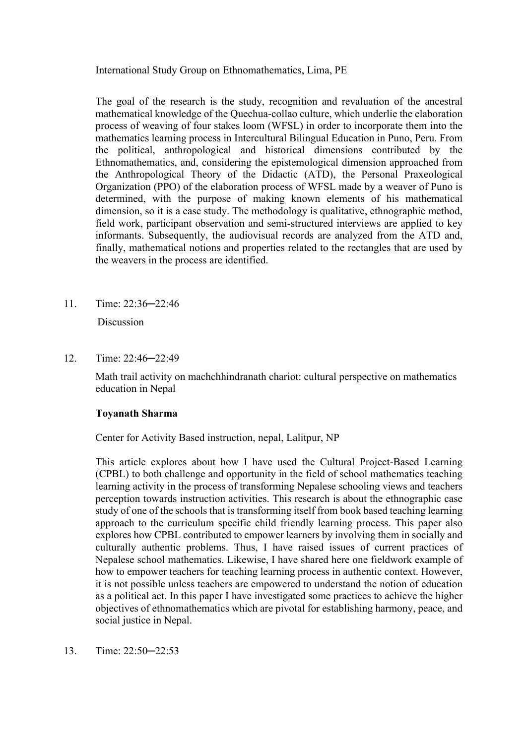International Study Group on Ethnomathematics, Lima, PE

The goal of the research is the study, recognition and revaluation of the ancestral mathematical knowledge of the Quechua-collao culture, which underlie the elaboration process of weaving of four stakes loom (WFSL) in order to incorporate them into the mathematics learning process in Intercultural Bilingual Education in Puno, Peru. From the political, anthropological and historical dimensions contributed by the Ethnomathematics, and, considering the epistemological dimension approached from the Anthropological Theory of the Didactic (ATD), the Personal Praxeological Organization (PPO) of the elaboration process of WFSL made by a weaver of Puno is determined, with the purpose of making known elements of his mathematical dimension, so it is a case study. The methodology is qualitative, ethnographic method, field work, participant observation and semi-structured interviews are applied to key informants. Subsequently, the audiovisual records are analyzed from the ATD and, finally, mathematical notions and properties related to the rectangles that are used by the weavers in the process are identified.

11. Time: 22:36─22:46

    Discussion

12. Time: 22:46─22:49

    Math trail activity on machchhindranath chariot: cultural perspective on mathematics education in Nepal

    **Toyanath Sharma**

    Center for Activity Based instruction, nepal, Lalitpur, NP

    This article explores about how I have used the Cultural Project-Based Learning (CPBL) to both challenge and opportunity in the field of school mathematics teaching learning activity in the process of transforming Nepalese schooling views and teachers perception towards instruction activities. This research is about the ethnographic case study of one of the schools that is transforming itself from book based teaching learning approach to the curriculum specific child friendly learning process. This paper also explores how CPBL contributed to empower learners by involving them in socially and culturally authentic problems. Thus, I have raised issues of current practices of Nepalese school mathematics. Likewise, I have shared here one fieldwork example of how to empower teachers for teaching learning process in authentic context. However, it is not possible unless teachers are empowered to understand the notion of education as a political act. In this paper I have investigated some practices to achieve the higher objectives of ethnomathematics which are pivotal for establishing harmony, peace, and social justice in Nepal.

13. Time: 22:50─22:53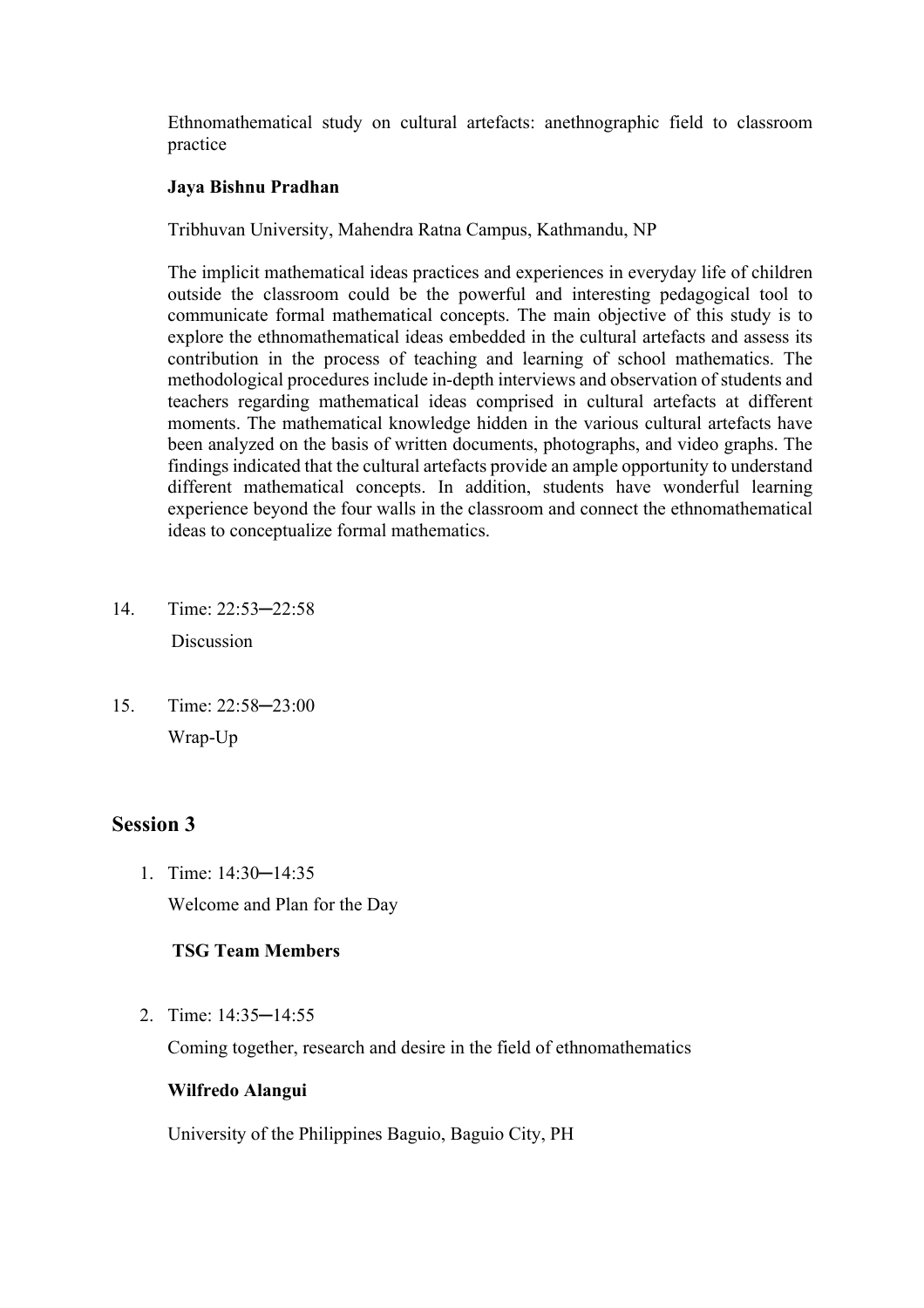Ethnomathematical study on cultural artefacts: anethnographic field to classroom practice

**Jaya Bishnu Pradhan**

Tribhuvan University, Mahendra Ratna Campus, Kathmandu, NP

The implicit mathematical ideas practices and experiences in everyday life of children outside the classroom could be the powerful and interesting pedagogical tool to communicate formal mathematical concepts. The main objective of this study is to explore the ethnomathematical ideas embedded in the cultural artefacts and assess its contribution in the process of teaching and learning of school mathematics. The methodological procedures include in-depth interviews and observation of students and teachers regarding mathematical ideas comprised in cultural artefacts at different moments. The mathematical knowledge hidden in the various cultural artefacts have been analyzed on the basis of written documents, photographs, and video graphs. The findings indicated that the cultural artefacts provide an ample opportunity to understand different mathematical concepts. In addition, students have wonderful learning experience beyond the four walls in the classroom and connect the ethnomathematical ideas to conceptualize formal mathematics.

14. Time: 22:53─22:58

    Discussion

15. Time: 22:58─23:00

    Wrap-Up

## Session 3

1. Time: 14:30─14:35

   Welcome and Plan for the Day

   **TSG Team Members**

2. Time: 14:35─14:55

   Coming together, research and desire in the field of ethnomathematics

   **Wilfredo Alangui**

   University of the Philippines Baguio, Baguio City, PH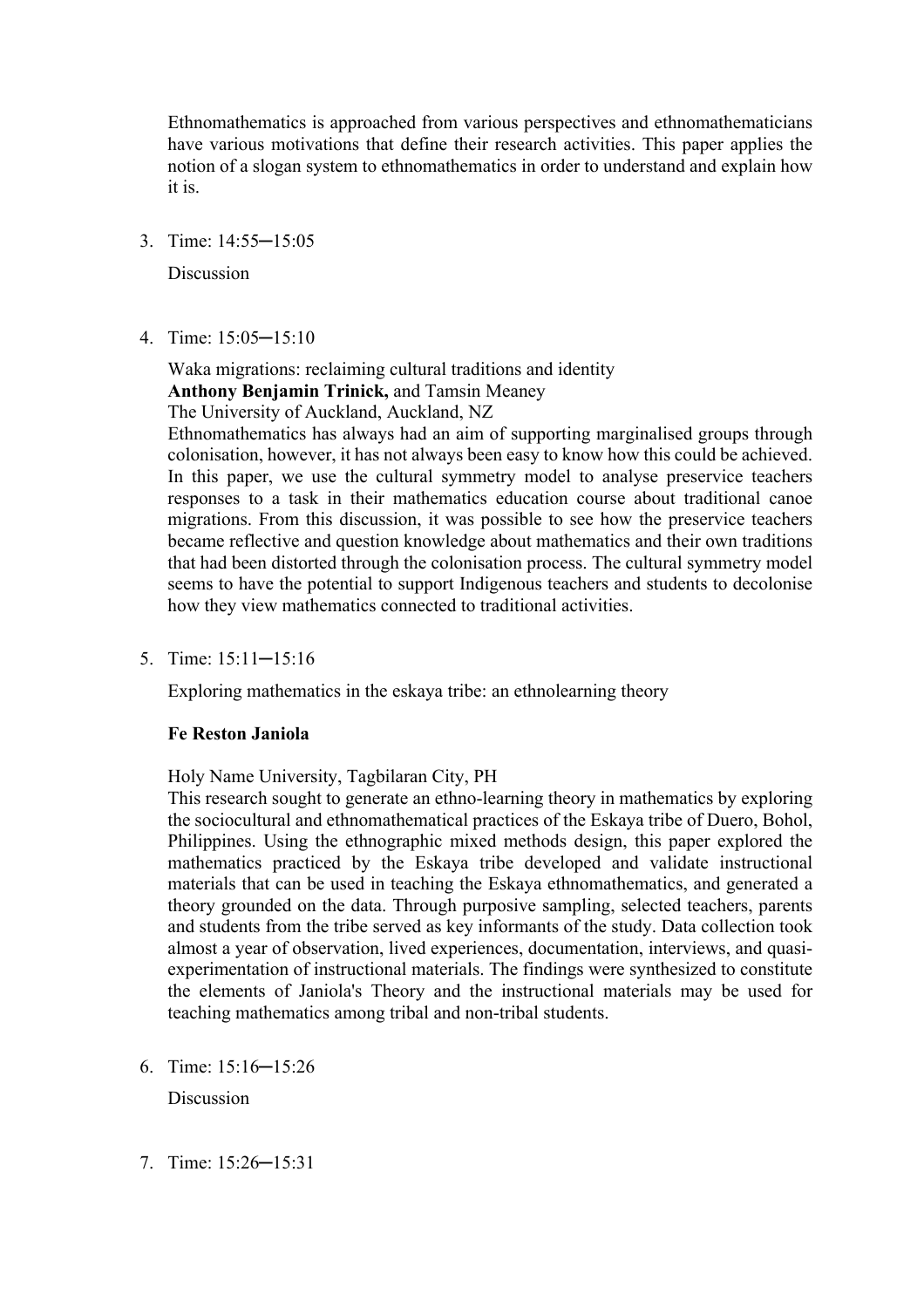Ethnomathematics is approached from various perspectives and ethnomathematicians have various motivations that define their research activities. This paper applies the notion of a slogan system to ethnomathematics in order to understand and explain how it is.

3. Time: 14:55─15:05

   Discussion

4. Time: 15:05─15:10

   Waka migrations: reclaiming cultural traditions and identity
   **Anthony Benjamin Trinick,** and Tamsin Meaney
   The University of Auckland, Auckland, NZ
   Ethnomathematics has always had an aim of supporting marginalised groups through colonisation, however, it has not always been easy to know how this could be achieved. In this paper, we use the cultural symmetry model to analyse preservice teachers responses to a task in their mathematics education course about traditional canoe migrations. From this discussion, it was possible to see how the preservice teachers became reflective and question knowledge about mathematics and their own traditions that had been distorted through the colonisation process. The cultural symmetry model seems to have the potential to support Indigenous teachers and students to decolonise how they view mathematics connected to traditional activities.

5. Time: 15:11─15:16

   Exploring mathematics in the eskaya tribe: an ethnolearning theory

   **Fe Reston Janiola**

   Holy Name University, Tagbilaran City, PH
   This research sought to generate an ethno-learning theory in mathematics by exploring the sociocultural and ethnomathematical practices of the Eskaya tribe of Duero, Bohol, Philippines. Using the ethnographic mixed methods design, this paper explored the mathematics practiced by the Eskaya tribe developed and validate instructional materials that can be used in teaching the Eskaya ethnomathematics, and generated a theory grounded on the data. Through purposive sampling, selected teachers, parents and students from the tribe served as key informants of the study. Data collection took almost a year of observation, lived experiences, documentation, interviews, and quasi-experimentation of instructional materials. The findings were synthesized to constitute the elements of Janiola's Theory and the instructional materials may be used for teaching mathematics among tribal and non-tribal students.

6. Time: 15:16─15:26

   Discussion

7. Time: 15:26─15:31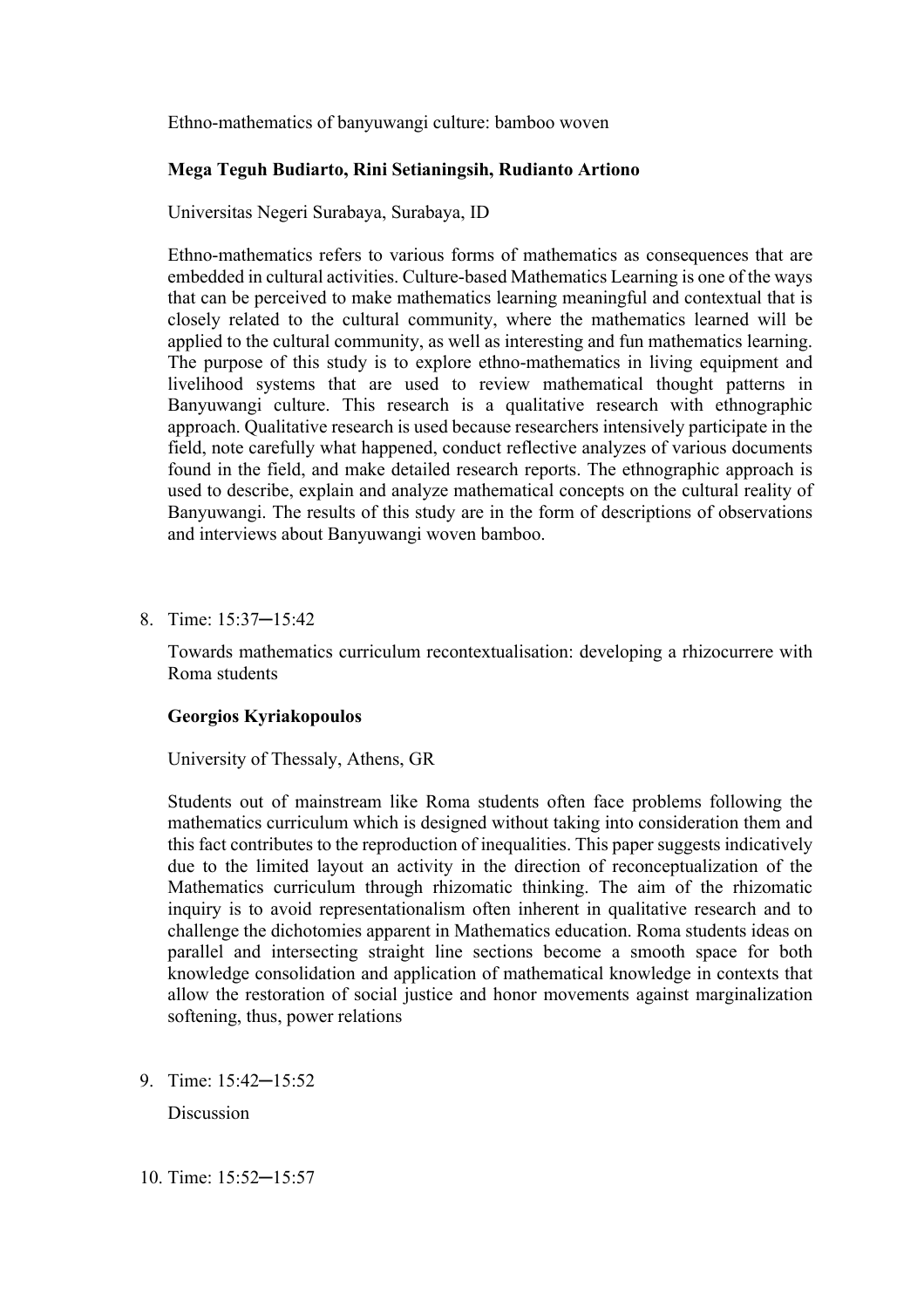Ethno-mathematics of banyuwangi culture: bamboo woven

**Mega Teguh Budiarto, Rini Setianingsih, Rudianto Artiono**

Universitas Negeri Surabaya, Surabaya, ID

Ethno-mathematics refers to various forms of mathematics as consequences that are embedded in cultural activities. Culture-based Mathematics Learning is one of the ways that can be perceived to make mathematics learning meaningful and contextual that is closely related to the cultural community, where the mathematics learned will be applied to the cultural community, as well as interesting and fun mathematics learning. The purpose of this study is to explore ethno-mathematics in living equipment and livelihood systems that are used to review mathematical thought patterns in Banyuwangi culture. This research is a qualitative research with ethnographic approach. Qualitative research is used because researchers intensively participate in the field, note carefully what happened, conduct reflective analyzes of various documents found in the field, and make detailed research reports. The ethnographic approach is used to describe, explain and analyze mathematical concepts on the cultural reality of Banyuwangi. The results of this study are in the form of descriptions of observations and interviews about Banyuwangi woven bamboo.

8. Time: 15:37─15:42

   Towards mathematics curriculum recontextualisation: developing a rhizocurrere with Roma students

   **Georgios Kyriakopoulos**

   University of Thessaly, Athens, GR

   Students out of mainstream like Roma students often face problems following the mathematics curriculum which is designed without taking into consideration them and this fact contributes to the reproduction of inequalities. This paper suggests indicatively due to the limited layout an activity in the direction of reconceptualization of the Mathematics curriculum through rhizomatic thinking. The aim of the rhizomatic inquiry is to avoid representationalism often inherent in qualitative research and to challenge the dichotomies apparent in Mathematics education. Roma students ideas on parallel and intersecting straight line sections become a smooth space for both knowledge consolidation and application of mathematical knowledge in contexts that allow the restoration of social justice and honor movements against marginalization softening, thus, power relations

9. Time: 15:42─15:52

   Discussion

10. Time: 15:52─15:57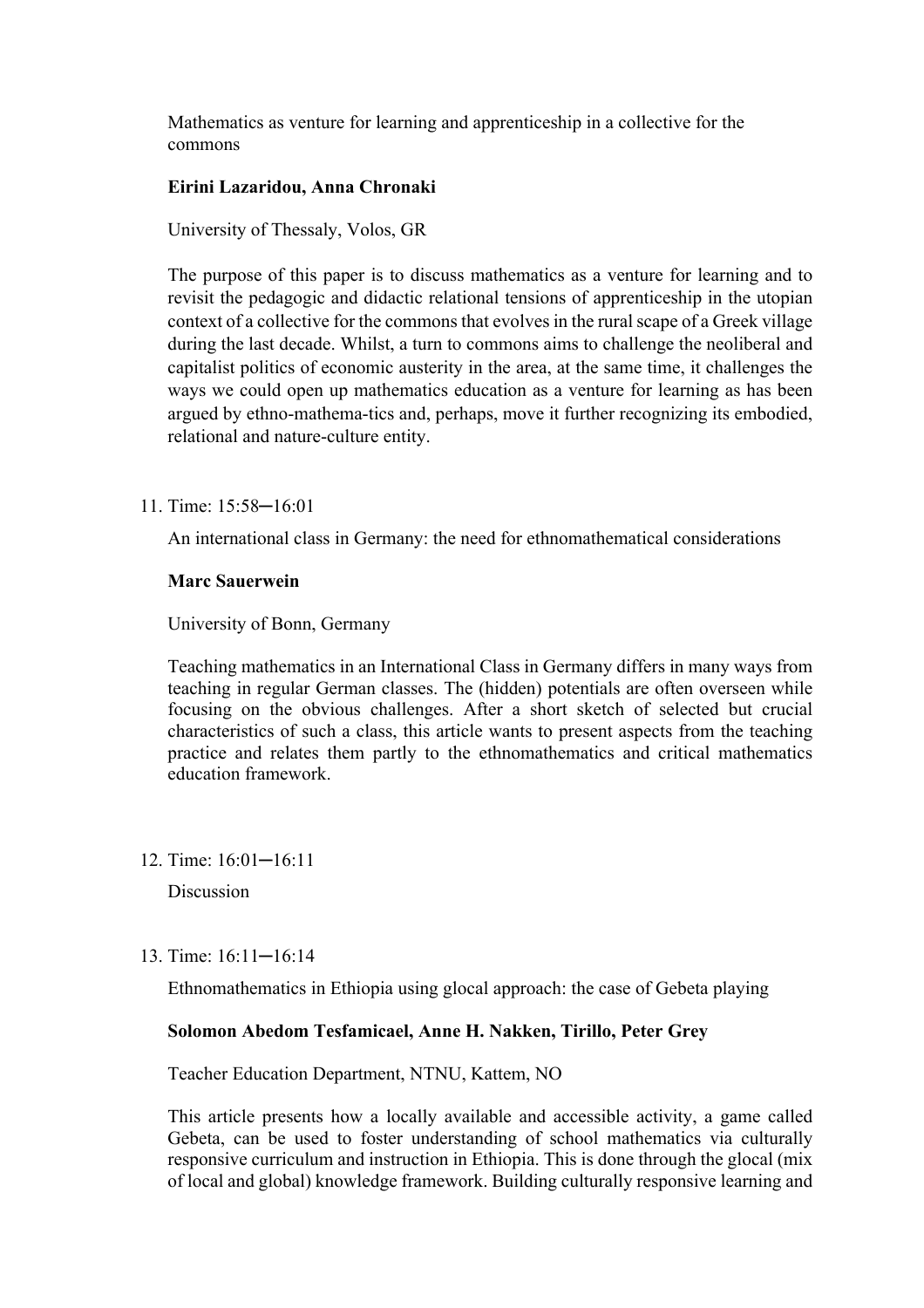Mathematics as venture for learning and apprenticeship in a collective for the commons

**Eirini Lazaridou, Anna Chronaki**

University of Thessaly, Volos, GR

The purpose of this paper is to discuss mathematics as a venture for learning and to revisit the pedagogic and didactic relational tensions of apprenticeship in the utopian context of a collective for the commons that evolves in the rural scape of a Greek village during the last decade. Whilst, a turn to commons aims to challenge the neoliberal and capitalist politics of economic austerity in the area, at the same time, it challenges the ways we could open up mathematics education as a venture for learning as has been argued by ethno-mathema-tics and, perhaps, move it further recognizing its embodied, relational and nature-culture entity.

11. Time: 15:58─16:01

    An international class in Germany: the need for ethnomathematical considerations

    **Marc Sauerwein**

    University of Bonn, Germany

    Teaching mathematics in an International Class in Germany differs in many ways from teaching in regular German classes. The (hidden) potentials are often overseen while focusing on the obvious challenges. After a short sketch of selected but crucial characteristics of such a class, this article wants to present aspects from the teaching practice and relates them partly to the ethnomathematics and critical mathematics education framework.

12. Time: 16:01─16:11

    Discussion

13. Time: 16:11─16:14

    Ethnomathematics in Ethiopia using glocal approach: the case of Gebeta playing

    **Solomon Abedom Tesfamicael, Anne H. Nakken, Tirillo, Peter Grey**

    Teacher Education Department, NTNU, Kattem, NO

    This article presents how a locally available and accessible activity, a game called Gebeta, can be used to foster understanding of school mathematics via culturally responsive curriculum and instruction in Ethiopia. This is done through the glocal (mix of local and global) knowledge framework. Building culturally responsive learning and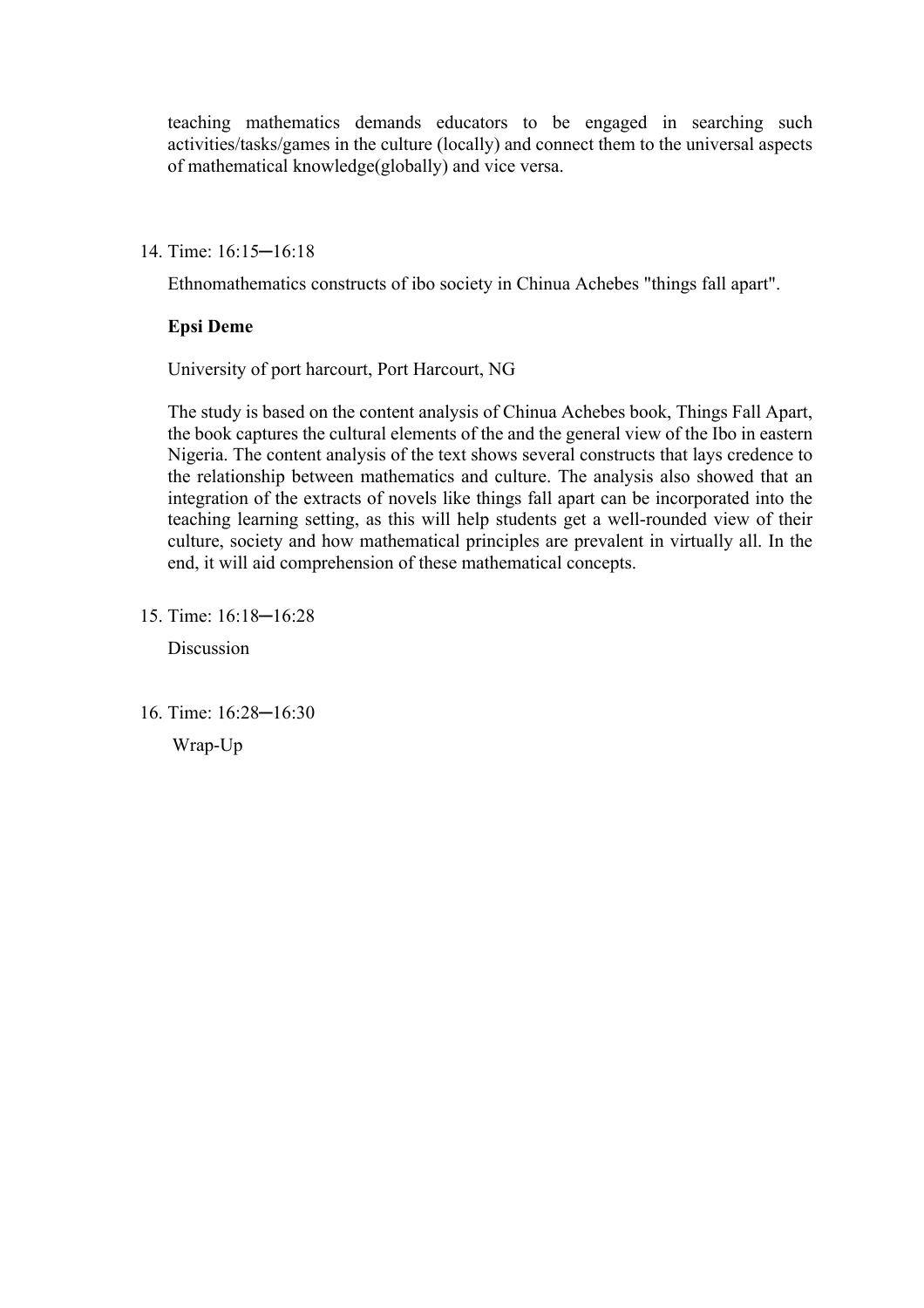teaching mathematics demands educators to be engaged in searching such activities/tasks/games in the culture (locally) and connect them to the universal aspects of mathematical knowledge(globally) and vice versa.

14. Time: 16:15─16:18

    Ethnomathematics constructs of ibo society in Chinua Achebes "things fall apart".

    **Epsi Deme**

    University of port harcourt, Port Harcourt, NG

    The study is based on the content analysis of Chinua Achebes book, Things Fall Apart, the book captures the cultural elements of the and the general view of the Ibo in eastern Nigeria. The content analysis of the text shows several constructs that lays credence to the relationship between mathematics and culture. The analysis also showed that an integration of the extracts of novels like things fall apart can be incorporated into the teaching learning setting, as this will help students get a well-rounded view of their culture, society and how mathematical principles are prevalent in virtually all. In the end, it will aid comprehension of these mathematical concepts.

15. Time: 16:18─16:28

    Discussion

16. Time: 16:28─16:30

    Wrap-Up